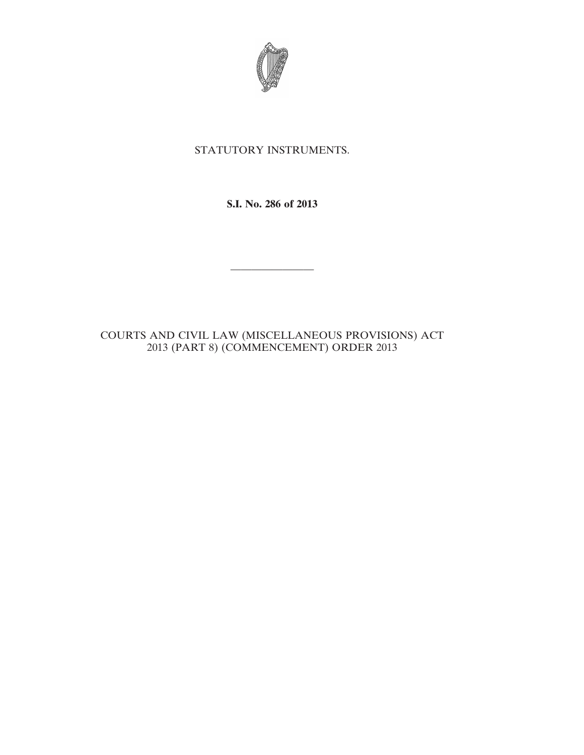STATUTORY INSTRUMENTS.

**S.I. No. 286 of 2013**

---

COURTS AND CIVIL LAW (MISCELLANEOUS PROVISIONS) ACT 2013 (PART 8) (COMMENCEMENT) ORDER 2013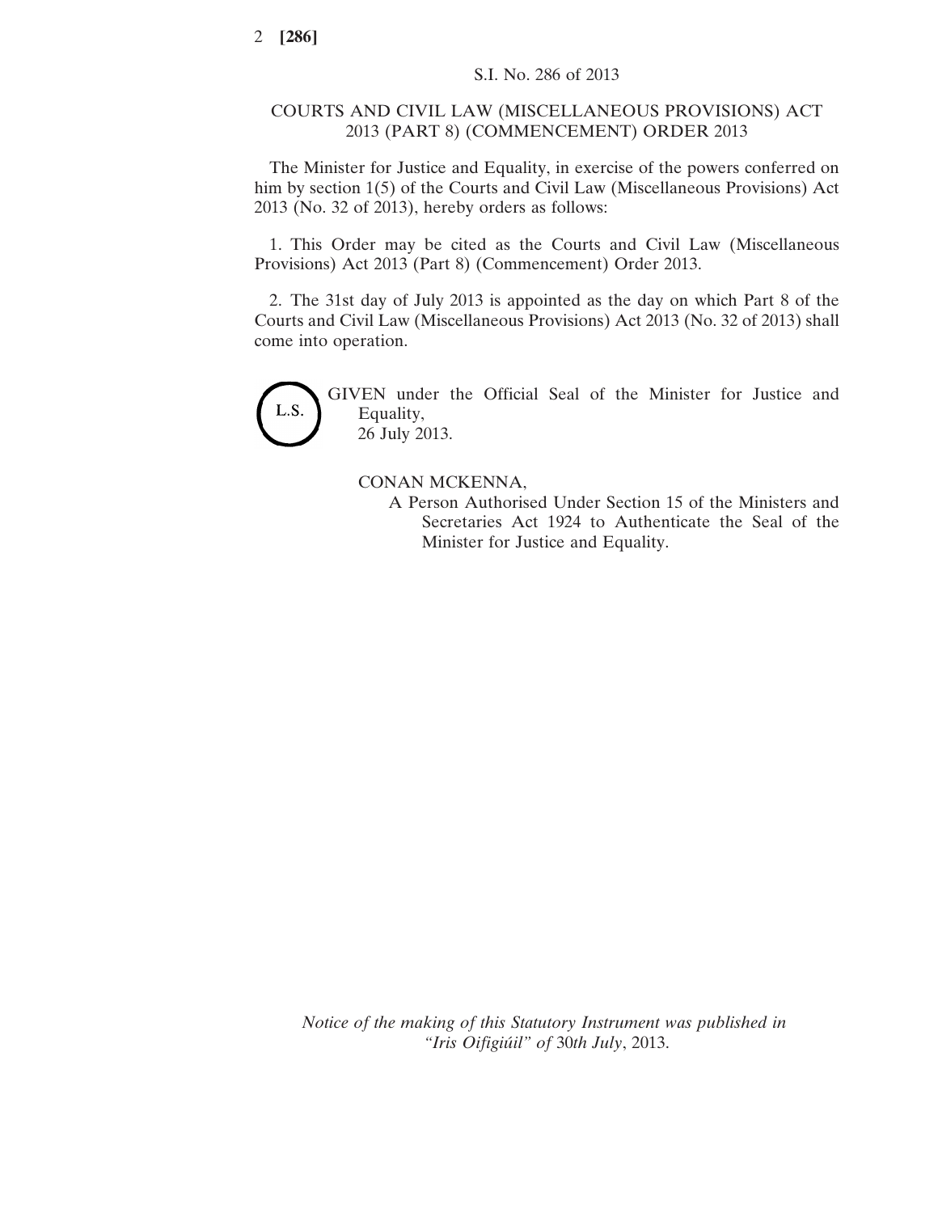S.I. No. 286 of 2013

COURTS AND CIVIL LAW (MISCELLANEOUS PROVISIONS) ACT 2013 (PART 8) (COMMENCEMENT) ORDER 2013

The Minister for Justice and Equality, in exercise of the powers conferred on him by section 1(5) of the Courts and Civil Law (Miscellaneous Provisions) Act 2013 (No. 32 of 2013), hereby orders as follows:

1. This Order may be cited as the Courts and Civil Law (Miscellaneous Provisions) Act 2013 (Part 8) (Commencement) Order 2013.

2. The 31st day of July 2013 is appointed as the day on which Part 8 of the Courts and Civil Law (Miscellaneous Provisions) Act 2013 (No. 32 of 2013) shall come into operation.

L.S.

GIVEN under the Official Seal of the Minister for Justice and Equality,
26 July 2013.

CONAN MCKENNA,
A Person Authorised Under Section 15 of the Ministers and Secretaries Act 1924 to Authenticate the Seal of the Minister for Justice and Equality.

*Notice of the making of this Statutory Instrument was published in "Iris Oifigiúil" of* 30*th July*, 2013.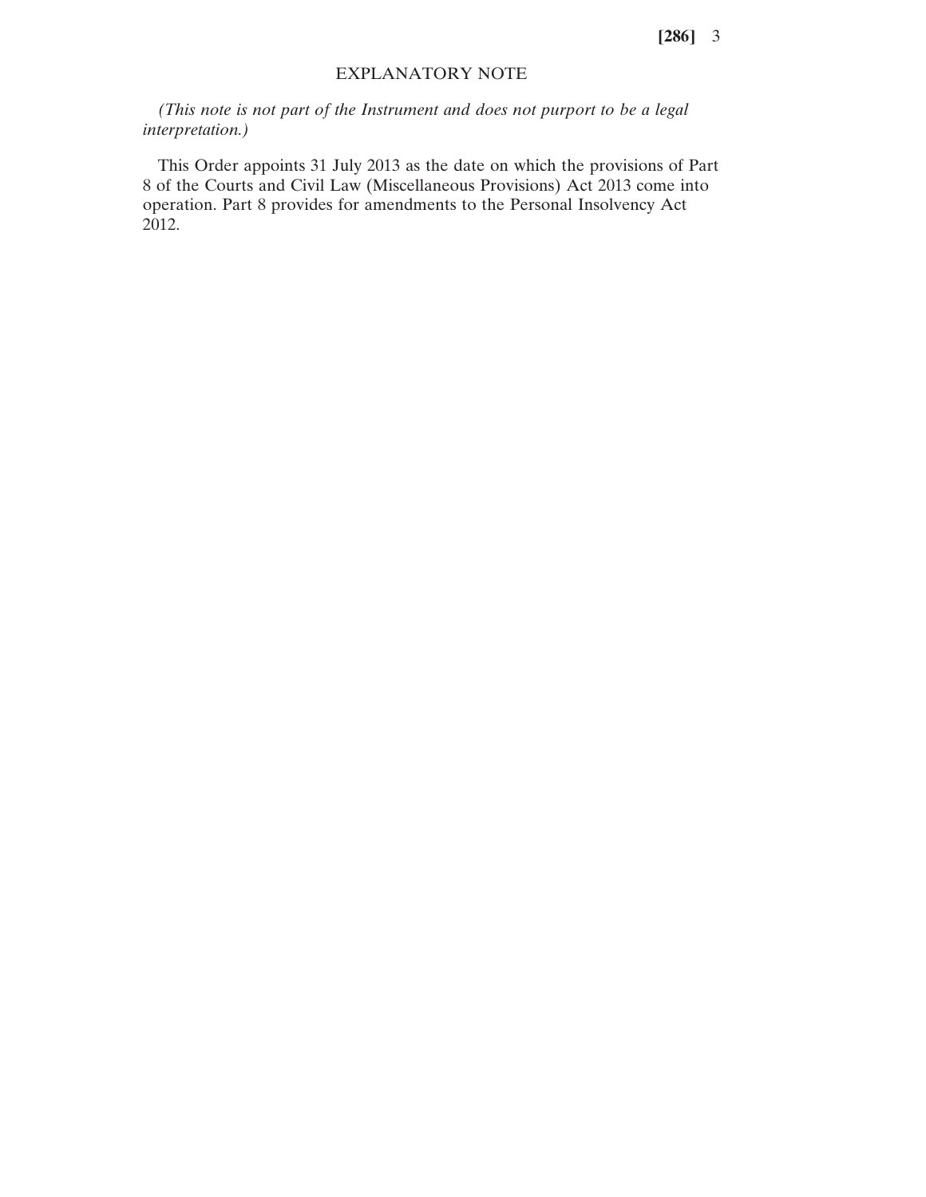## EXPLANATORY NOTE

*(This note is not part of the Instrument and does not purport to be a legal interpretation.)*

This Order appoints 31 July 2013 as the date on which the provisions of Part 8 of the Courts and Civil Law (Miscellaneous Provisions) Act 2013 come into operation. Part 8 provides for amendments to the Personal Insolvency Act 2012.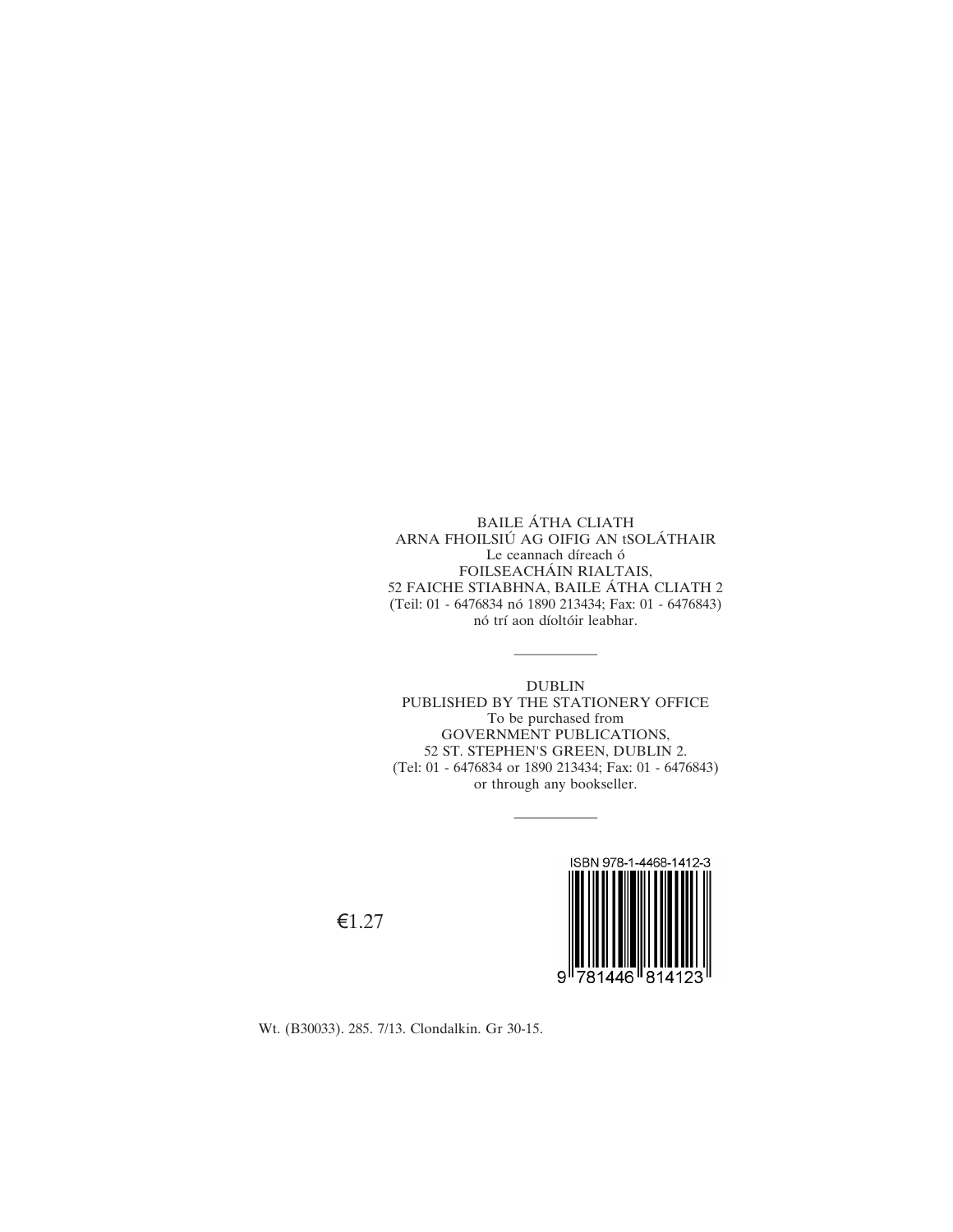BAILE ÁTHA CLIATH
ARNA FHOILSIÚ AG OIFIG AN tSOLÁTHAIR
Le ceannach díreach ó
FOILSEACHÁIN RIALTAIS,
52 FAICHE STIABHNA, BAILE ÁTHA CLIATH 2
(Teil: 01 - 6476834 nó 1890 213434; Fax: 01 - 6476843)
nó trí aon díoltóir leabhar.

---

DUBLIN
PUBLISHED BY THE STATIONERY OFFICE
To be purchased from
GOVERNMENT PUBLICATIONS,
52 ST. STEPHEN'S GREEN, DUBLIN 2.
(Tel: 01 - 6476834 or 1890 213434; Fax: 01 - 6476843)
or through any bookseller.

---

ISBN 978-1-4468-1412-3

9 781446 814123

€1.27

Wt. (B30033). 285. 7/13. Clondalkin. Gr 30-15.